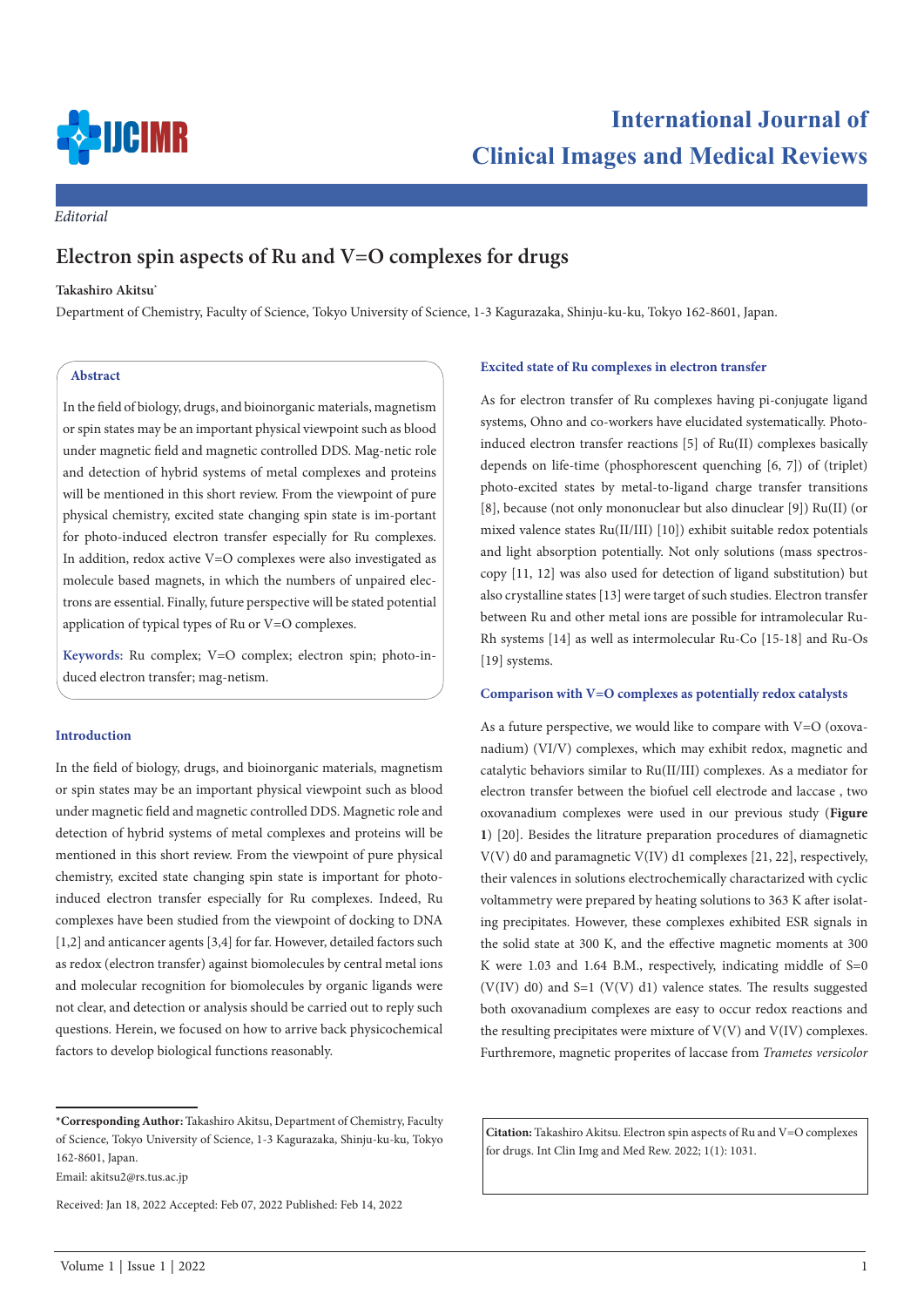Editorial

# Electron spin aspects of Ru and V=O complexes for drugs

**Takashiro Akitsu***

Department of Chemistry, Faculty of Science, Tokyo University of Science, 1-3 Kagurazaka, Shinju-ku-ku, Tokyo 162-8601, Japan.

## Abstract

In the field of biology, drugs, and bioinorganic materials, magnetism or spin states may be an important physical viewpoint such as blood under magnetic field and magnetic controlled DDS. Mag-netic role and detection of hybrid systems of metal complexes and proteins will be mentioned in this short review. From the viewpoint of pure physical chemistry, excited state changing spin state is im-portant for photo-induced electron transfer especially for Ru complexes. In addition, redox active V=O complexes were also investigated as molecule based magnets, in which the numbers of unpaired elec-trons are essential. Finally, future perspective will be stated potential application of typical types of Ru or V=O complexes.

**Keywords:** Ru complex; V=O complex; electron spin; photo-induced electron transfer; mag-netism.

## Introduction

In the field of biology, drugs, and bioinorganic materials, magnetism or spin states may be an important physical viewpoint such as blood under magnetic field and magnetic controlled DDS. Magnetic role and detection of hybrid systems of metal complexes and proteins will be mentioned in this short review. From the viewpoint of pure physical chemistry, excited state changing spin state is important for photo-induced electron transfer especially for Ru complexes. Indeed, Ru complexes have been studied from the viewpoint of docking to DNA [1,2] and anticancer agents [3,4] for far. However, detailed factors such as redox (electron transfer) against biomolecules by central metal ions and molecular recognition for biomolecules by organic ligands were not clear, and detection or analysis should be carried out to reply such questions. Herein, we focused on how to arrive back physicochemical factors to develop biological functions reasonably.

## Excited state of Ru complexes in electron transfer

As for electron transfer of Ru complexes having pi-conjugate ligand systems, Ohno and co-workers have elucidated systematically. Photo-induced electron transfer reactions [5] of Ru(II) complexes basically depends on life-time (phosphorescent quenching [6, 7]) of (triplet) photo-excited states by metal-to-ligand charge transfer transitions [8], because (not only mononuclear but also dinuclear [9]) Ru(II) (or mixed valence states Ru(II/III) [10]) exhibit suitable redox potentials and light absorption potentially. Not only solutions (mass spectroscopy [11, 12] was also used for detection of ligand substitution) but also crystalline states [13] were target of such studies. Electron transfer between Ru and other metal ions are possible for intramolecular Ru-Rh systems [14] as well as intermolecular Ru-Co [15-18] and Ru-Os [19] systems.

## Comparison with V=O complexes as potentially redox catalysts

As a future perspective, we would like to compare with V=O (oxovanadium) (VI/V) complexes, which may exhibit redox, magnetic and catalytic behaviors similar to Ru(II/III) complexes. As a mediator for electron transfer between the biofuel cell electrode and laccase , two oxovanadium complexes were used in our previous study (**Figure 1**) [20]. Besides the litrature preparation procedures of diamagnetic V(V) d0 and paramagnetic V(IV) d1 complexes [21, 22], respectively, their valences in solutions electrochemically charactarized with cyclic voltammetry were prepared by heating solutions to 363 K after isolating precipitates. However, these complexes exhibited ESR signals in the solid state at 300 K, and the effective magnetic moments at 300 K were 1.03 and 1.64 B.M., respectively, indicating middle of S=0 (V(IV) d0) and S=1 (V(V) d1) valence states. The results suggested both oxovanadium complexes are easy to occur redox reactions and the resulting precipitates were mixture of V(V) and V(IV) complexes. Furthermore, magnetic properites of laccase from *Trametes versicolor*

***Corresponding Author:** Takashiro Akitsu, Department of Chemistry, Faculty of Science, Tokyo University of Science, 1-3 Kagurazaka, Shinju-ku-ku, Tokyo 162-8601, Japan.

Email: akitsu2@rs.tus.ac.jp

Received: Jan 18, 2022 Accepted: Feb 07, 2022 Published: Feb 14, 2022

**Citation:** Takashiro Akitsu. Electron spin aspects of Ru and V=O complexes for drugs. Int Clin Img and Med Rew. 2022; 1(1): 1031.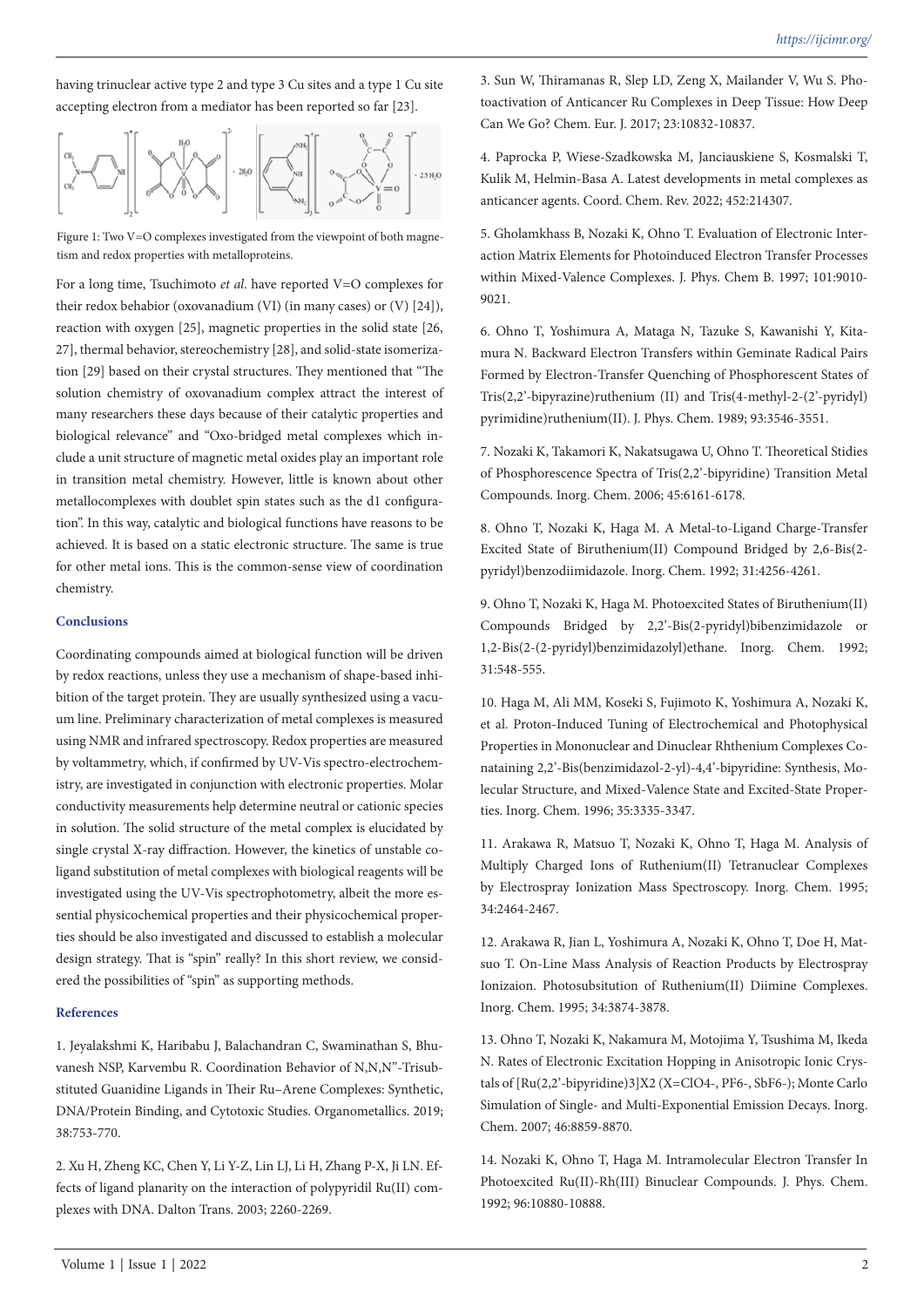having trinuclear active type 2 and type 3 Cu sites and a type 1 Cu site accepting electron from a mediator has been reported so far [23].

Figure 1: Two V=O complexes investigated from the viewpoint of both magnetism and redox properties with metalloproteins.

For a long time, Tsuchimoto *et al*. have reported V=O complexes for their redox behabior (oxovanadium (VI) (in many cases) or (V) [24]), reaction with oxygen [25], magnetic properties in the solid state [26, 27], thermal behavior, stereochemistry [28], and solid-state isomerization [29] based on their crystal structures. They mentioned that "The solution chemistry of oxovanadium complex attract the interest of many researchers these days because of their catalytic properties and biological relevance" and "Oxo-bridged metal complexes which include a unit structure of magnetic metal oxides play an important role in transition metal chemistry. However, little is known about other metallocomplexes with doublet spin states such as the d1 configuration". In this way, catalytic and biological functions have reasons to be achieved. It is based on a static electronic structure. The same is true for other metal ions. This is the common-sense view of coordination chemistry.

## Conclusions

Coordinating compounds aimed at biological function will be driven by redox reactions, unless they use a mechanism of shape-based inhibition of the target protein. They are usually synthesized using a vacuum line. Preliminary characterization of metal complexes is measured using NMR and infrared spectroscopy. Redox properties are measured by voltammetry, which, if confirmed by UV-Vis spectro-electrochemistry, are investigated in conjunction with electronic properties. Molar conductivity measurements help determine neutral or cationic species in solution. The solid structure of the metal complex is elucidated by single crystal X-ray diffraction. However, the kinetics of unstable coligand substitution of metal complexes with biological reagents will be investigated using the UV-Vis spectrophotometry, albeit the more essential physicochemical properties and their physicochemical properties should be also investigated and discussed to establish a molecular design strategy. That is "spin" really? In this short review, we considered the possibilities of "spin" as supporting methods.

## References

1. Jeyalakshmi K, Haribabu J, Balachandran C, Swaminathan S, Bhuvanesh NSP, Karvembu R. Coordination Behavior of N,N,N''-Trisubstituted Guanidine Ligands in Their Ru–Arene Complexes: Synthetic, DNA/Protein Binding, and Cytotoxic Studies. Organometallics. 2019; 38:753-770.

2. Xu H, Zheng KC, Chen Y, Li Y-Z, Lin LJ, Li H, Zhang P-X, Ji LN. Effects of ligand planarity on the interaction of polypyridil Ru(II) complexes with DNA. Dalton Trans. 2003; 2260-2269.

3. Sun W, Thiramanas R, Slep LD, Zeng X, Mailander V, Wu S. Photoactivation of Anticancer Ru Complexes in Deep Tissue: How Deep Can We Go? Chem. Eur. J. 2017; 23:10832-10837.

4. Paprocka P, Wiese-Szadkowska M, Janciauskiene S, Kosmalski T, Kulik M, Helmin-Basa A. Latest developments in metal complexes as anticancer agents. Coord. Chem. Rev. 2022; 452:214307.

5. Gholamkhass B, Nozaki K, Ohno T. Evaluation of Electronic Interaction Matrix Elements for Photoinduced Electron Transfer Processes within Mixed-Valence Complexes. J. Phys. Chem B. 1997; 101:9010-9021.

6. Ohno T, Yoshimura A, Mataga N, Tazuke S, Kawanishi Y, Kitamura N. Backward Electron Transfers within Geminate Radical Pairs Formed by Electron-Transfer Quenching of Phosphorescent States of Tris(2,2'-bipyrazine)ruthenium (II) and Tris(4-methyl-2-(2'-pyridyl) pyrimidine)ruthenium(II). J. Phys. Chem. 1989; 93:3546-3551.

7. Nozaki K, Takamori K, Nakatsugawa U, Ohno T. Theoretical Stidies of Phosphorescence Spectra of Tris(2,2'-bipyridine) Transition Metal Compounds. Inorg. Chem. 2006; 45:6161-6178.

8. Ohno T, Nozaki K, Haga M. A Metal-to-Ligand Charge-Transfer Excited State of Biruthenium(II) Compound Bridged by 2,6-Bis(2-pyridyl)benzodiimidazole. Inorg. Chem. 1992; 31:4256-4261.

9. Ohno T, Nozaki K, Haga M. Photoexcited States of Biruthenium(II) Compounds Bridged by 2,2'-Bis(2-pyridyl)bibenzimidazole or 1,2-Bis(2-(2-pyridyl)benzimidazolyl)ethane. Inorg. Chem. 1992; 31:548-555.

10. Haga M, Ali MM, Koseki S, Fujimoto K, Yoshimura A, Nozaki K, et al. Proton-Induced Tuning of Electrochemical and Photophysical Properties in Mononuclear and Dinuclear Rhthenium Complexes Conataining 2,2'-Bis(benzimidazol-2-yl)-4,4'-bipyridine: Synthesis, Molecular Structure, and Mixed-Valence State and Excited-State Properties. Inorg. Chem. 1996; 35:3335-3347.

11. Arakawa R, Matsuo T, Nozaki K, Ohno T, Haga M. Analysis of Multiply Charged Ions of Ruthenium(II) Tetranuclear Complexes by Electrospray Ionization Mass Spectroscopy. Inorg. Chem. 1995; 34:2464-2467.

12. Arakawa R, Jian L, Yoshimura A, Nozaki K, Ohno T, Doe H, Matsuo T. On-Line Mass Analysis of Reaction Products by Electrospray Ionizaion. Photosubsitution of Ruthenium(II) Diimine Complexes. Inorg. Chem. 1995; 34:3874-3878.

13. Ohno T, Nozaki K, Nakamura M, Motojima Y, Tsushima M, Ikeda N. Rates of Electronic Excitation Hopping in Anisotropic Ionic Crystals of $[Ru(2,2'\text{-bipyridine})_3]X_2$ (X=ClO4-, PF6-, SbF6-); Monte Carlo Simulation of Single- and Multi-Exponential Emission Decays. Inorg. Chem. 2007; 46:8859-8870.

14. Nozaki K, Ohno T, Haga M. Intramolecular Electron Transfer In Photoexcited Ru(II)-Rh(III) Binuclear Compounds. J. Phys. Chem. 1992; 96:10880-10888.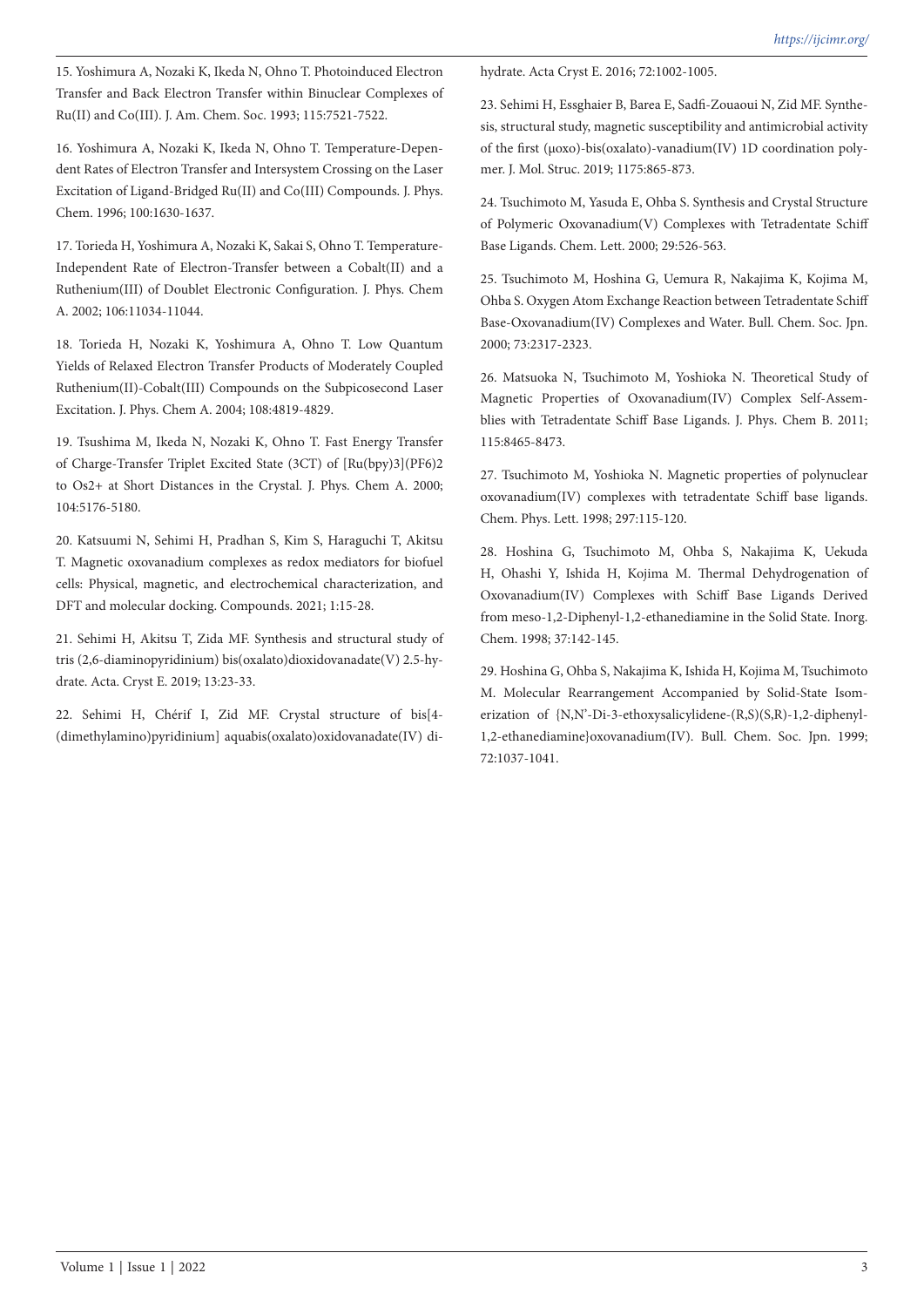15. Yoshimura A, Nozaki K, Ikeda N, Ohno T. Photoinduced Electron Transfer and Back Electron Transfer within Binuclear Complexes of Ru(II) and Co(III). J. Am. Chem. Soc. 1993; 115:7521-7522.

16. Yoshimura A, Nozaki K, Ikeda N, Ohno T. Temperature-Dependent Rates of Electron Transfer and Intersystem Crossing on the Laser Excitation of Ligand-Bridged Ru(II) and Co(III) Compounds. J. Phys. Chem. 1996; 100:1630-1637.

17. Torieda H, Yoshimura A, Nozaki K, Sakai S, Ohno T. Temperature-Independent Rate of Electron-Transfer between a Cobalt(II) and a Ruthenium(III) of Doublet Electronic Configuration. J. Phys. Chem A. 2002; 106:11034-11044.

18. Torieda H, Nozaki K, Yoshimura A, Ohno T. Low Quantum Yields of Relaxed Electron Transfer Products of Moderately Coupled Ruthenium(II)-Cobalt(III) Compounds on the Subpicosecond Laser Excitation. J. Phys. Chem A. 2004; 108:4819-4829.

19. Tsushima M, Ikeda N, Nozaki K, Ohno T. Fast Energy Transfer of Charge-Transfer Triplet Excited State (3CT) of $[Ru(bpy)_3](PF_6)_2$ to $Os^{2+}$ at Short Distances in the Crystal. J. Phys. Chem A. 2000; 104:5176-5180.

20. Katsuumi N, Sehimi H, Pradhan S, Kim S, Haraguchi T, Akitsu T. Magnetic oxovanadium complexes as redox mediators for biofuel cells: Physical, magnetic, and electrochemical characterization, and DFT and molecular docking. Compounds. 2021; 1:15-28.

21. Sehimi H, Akitsu T, Zida MF. Synthesis and structural study of tris (2,6-diaminopyridinium) bis(oxalato)dioxidovanadate(V) 2.5-hydrate. Acta. Cryst E. 2019; 13:23-33.

22. Sehimi H, Chérif I, Zid MF. Crystal structure of bis[4-(dimethylamino)pyridinium] aquabis(oxalato)oxidovanadate(IV) dihydrate. Acta Cryst E. 2016; 72:1002-1005.

23. Sehimi H, Essghaier B, Barea E, Sadfi-Zouaoui N, Zid MF. Synthesis, structural study, magnetic susceptibility and antimicrobial activity of the first (μoxo)-bis(oxalato)-vanadium(IV) 1D coordination polymer. J. Mol. Struc. 2019; 1175:865-873.

24. Tsuchimoto M, Yasuda E, Ohba S. Synthesis and Crystal Structure of Polymeric Oxovanadium(V) Complexes with Tetradentate Schiff Base Ligands. Chem. Lett. 2000; 29:526-563.

25. Tsuchimoto M, Hoshina G, Uemura R, Nakajima K, Kojima M, Ohba S. Oxygen Atom Exchange Reaction between Tetradentate Schiff Base-Oxovanadium(IV) Complexes and Water. Bull. Chem. Soc. Jpn. 2000; 73:2317-2323.

26. Matsuoka N, Tsuchimoto M, Yoshioka N. Theoretical Study of Magnetic Properties of Oxovanadium(IV) Complex Self-Assemblies with Tetradentate Schiff Base Ligands. J. Phys. Chem B. 2011; 115:8465-8473.

27. Tsuchimoto M, Yoshioka N. Magnetic properties of polynuclear oxovanadium(IV) complexes with tetradentate Schiff base ligands. Chem. Phys. Lett. 1998; 297:115-120.

28. Hoshina G, Tsuchimoto M, Ohba S, Nakajima K, Uekuda H, Ohashi Y, Ishida H, Kojima M. Thermal Dehydrogenation of Oxovanadium(IV) Complexes with Schiff Base Ligands Derived from meso-1,2-Diphenyl-1,2-ethanediamine in the Solid State. Inorg. Chem. 1998; 37:142-145.

29. Hoshina G, Ohba S, Nakajima K, Ishida H, Kojima M, Tsuchimoto M. Molecular Rearrangement Accompanied by Solid-State Isomerization of {N,N'-Di-3-ethoxysalicylidene-(R,S)(S,R)-1,2-diphenyl-1,2-ethanediamine}oxovanadium(IV). Bull. Chem. Soc. Jpn. 1999; 72:1037-1041.